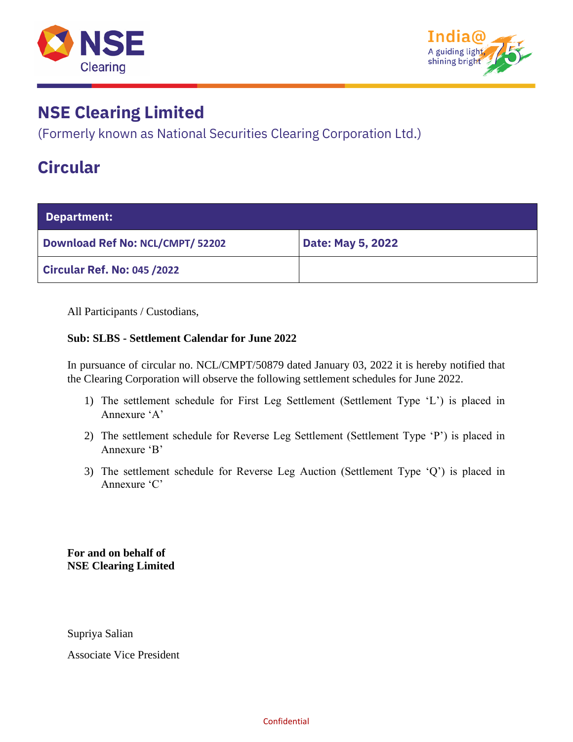# NSE Clearing Limited

(Formerly known as National Securities Clearing Corporation Ltd.)

# Circular

| Department: | |
|---|---|
| Download Ref No: NCL/CMPT/ 52202 | Date: May 5, 2022 |
| Circular Ref. No: 045 /2022 | |

All Participants / Custodians,

**Sub: SLBS - Settlement Calendar for June 2022**

In pursuance of circular no. NCL/CMPT/50879 dated January 03, 2022 it is hereby notified that the Clearing Corporation will observe the following settlement schedules for June 2022.

1) The settlement schedule for First Leg Settlement (Settlement Type 'L') is placed in Annexure 'A'
2) The settlement schedule for Reverse Leg Settlement (Settlement Type 'P') is placed in Annexure 'B'
3) The settlement schedule for Reverse Leg Auction (Settlement Type 'Q') is placed in Annexure 'C'

**For and on behalf of**
**NSE Clearing Limited**

Supriya Salian

Associate Vice President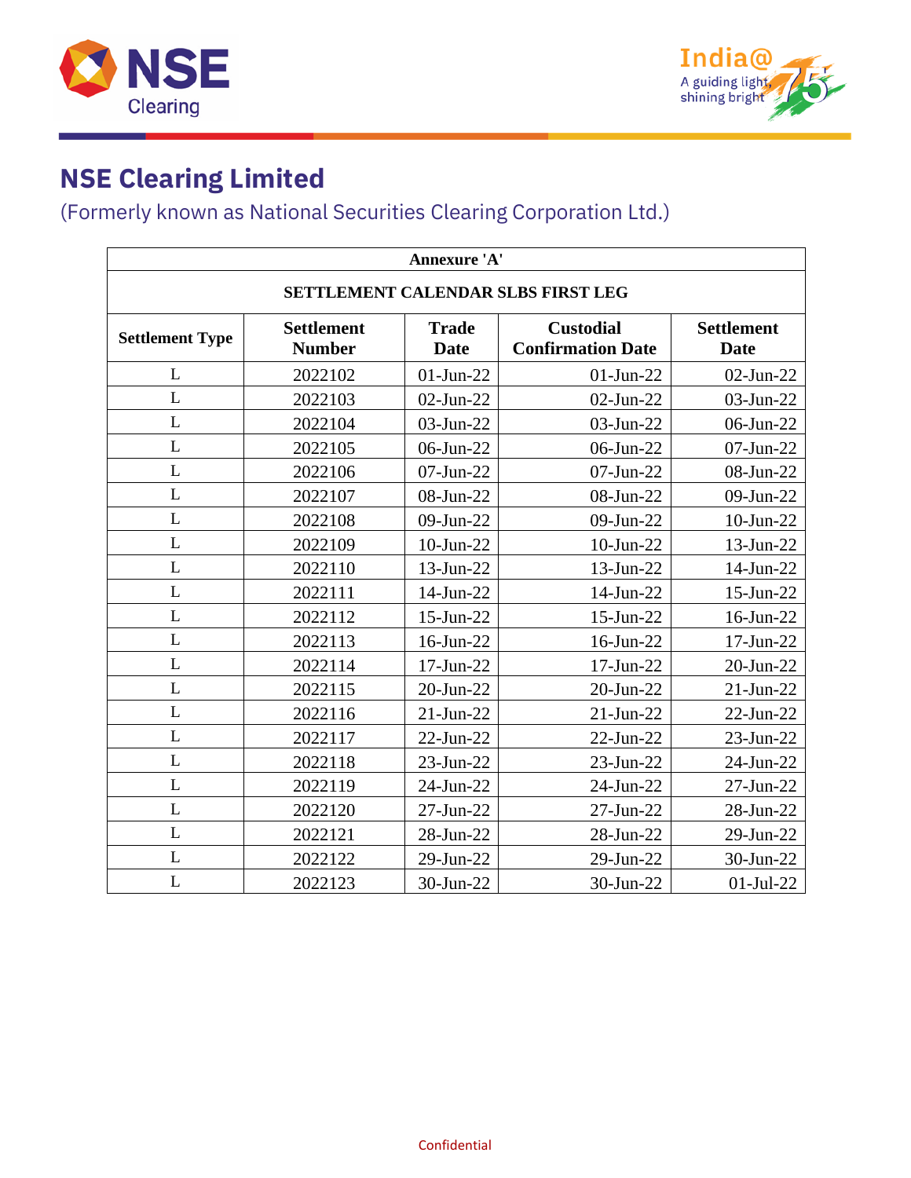# NSE Clearing Limited

(Formerly known as National Securities Clearing Corporation Ltd.)

| Annexure 'A' | | | | |
|---|---|---|---|---|
| **SETTLEMENT CALENDAR SLBS FIRST LEG** | | | | |
| **Settlement Type** | **Settlement Number** | **Trade Date** | **Custodial Confirmation Date** | **Settlement Date** |
| L | 2022102 | 01-Jun-22 | 01-Jun-22 | 02-Jun-22 |
| L | 2022103 | 02-Jun-22 | 02-Jun-22 | 03-Jun-22 |
| L | 2022104 | 03-Jun-22 | 03-Jun-22 | 06-Jun-22 |
| L | 2022105 | 06-Jun-22 | 06-Jun-22 | 07-Jun-22 |
| L | 2022106 | 07-Jun-22 | 07-Jun-22 | 08-Jun-22 |
| L | 2022107 | 08-Jun-22 | 08-Jun-22 | 09-Jun-22 |
| L | 2022108 | 09-Jun-22 | 09-Jun-22 | 10-Jun-22 |
| L | 2022109 | 10-Jun-22 | 10-Jun-22 | 13-Jun-22 |
| L | 2022110 | 13-Jun-22 | 13-Jun-22 | 14-Jun-22 |
| L | 2022111 | 14-Jun-22 | 14-Jun-22 | 15-Jun-22 |
| L | 2022112 | 15-Jun-22 | 15-Jun-22 | 16-Jun-22 |
| L | 2022113 | 16-Jun-22 | 16-Jun-22 | 17-Jun-22 |
| L | 2022114 | 17-Jun-22 | 17-Jun-22 | 20-Jun-22 |
| L | 2022115 | 20-Jun-22 | 20-Jun-22 | 21-Jun-22 |
| L | 2022116 | 21-Jun-22 | 21-Jun-22 | 22-Jun-22 |
| L | 2022117 | 22-Jun-22 | 22-Jun-22 | 23-Jun-22 |
| L | 2022118 | 23-Jun-22 | 23-Jun-22 | 24-Jun-22 |
| L | 2022119 | 24-Jun-22 | 24-Jun-22 | 27-Jun-22 |
| L | 2022120 | 27-Jun-22 | 27-Jun-22 | 28-Jun-22 |
| L | 2022121 | 28-Jun-22 | 28-Jun-22 | 29-Jun-22 |
| L | 2022122 | 29-Jun-22 | 29-Jun-22 | 30-Jun-22 |
| L | 2022123 | 30-Jun-22 | 30-Jun-22 | 01-Jul-22 |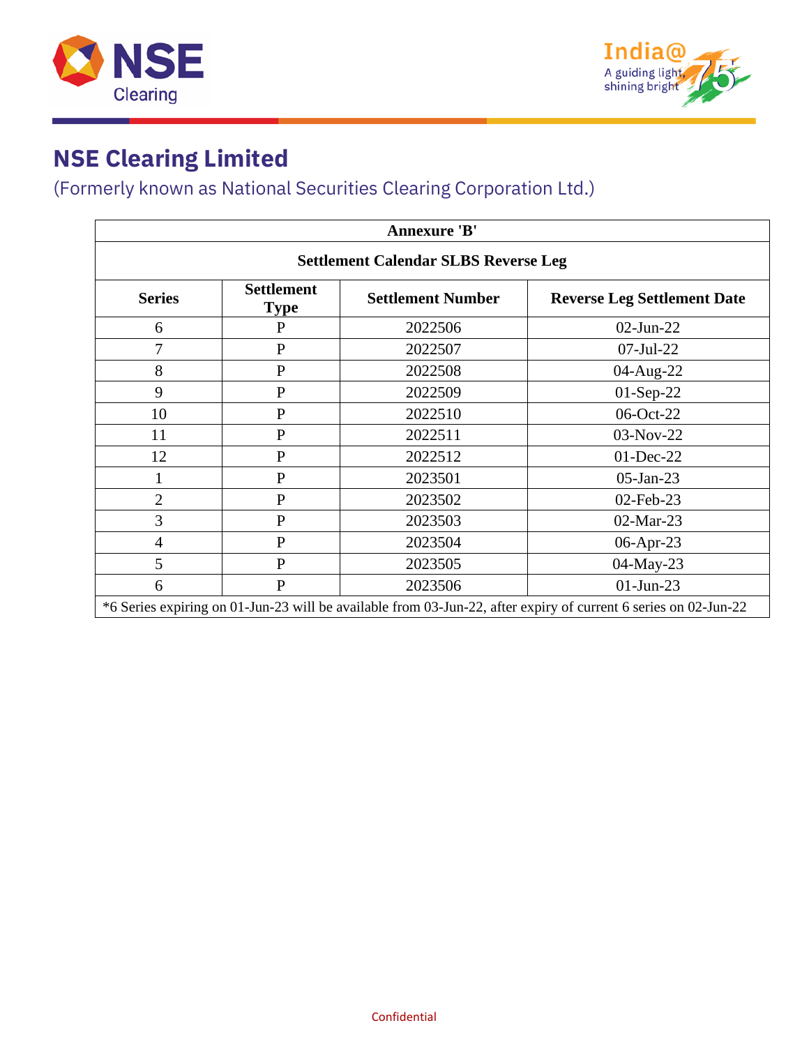# NSE Clearing Limited

(Formerly known as National Securities Clearing Corporation Ltd.)

**Annexure 'B'**

**Settlement Calendar SLBS Reverse Leg**

| Series | Settlement Type | Settlement Number | Reverse Leg Settlement Date |
|---|---|---|---|
| 6 | P | 2022506 | 02-Jun-22 |
| 7 | P | 2022507 | 07-Jul-22 |
| 8 | P | 2022508 | 04-Aug-22 |
| 9 | P | 2022509 | 01-Sep-22 |
| 10 | P | 2022510 | 06-Oct-22 |
| 11 | P | 2022511 | 03-Nov-22 |
| 12 | P | 2022512 | 01-Dec-22 |
| 1 | P | 2023501 | 05-Jan-23 |
| 2 | P | 2023502 | 02-Feb-23 |
| 3 | P | 2023503 | 02-Mar-23 |
| 4 | P | 2023504 | 06-Apr-23 |
| 5 | P | 2023505 | 04-May-23 |
| 6 | P | 2023506 | 01-Jun-23 |

*6 Series expiring on 01-Jun-23 will be available from 03-Jun-22, after expiry of current 6 series on 02-Jun-22

Confidential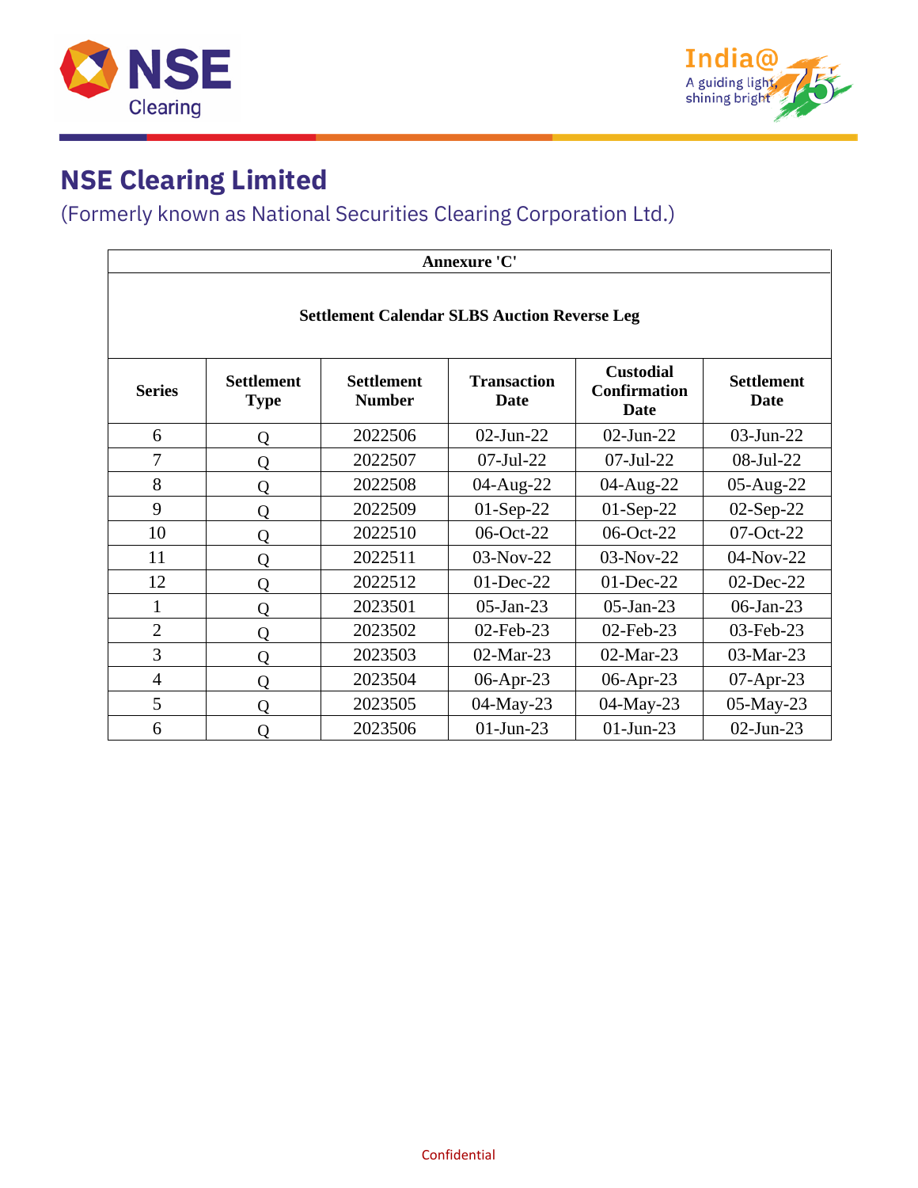# NSE Clearing Limited

(Formerly known as National Securities Clearing Corporation Ltd.)

**Annexure 'C'**

**Settlement Calendar SLBS Auction Reverse Leg**

| Series | Settlement Type | Settlement Number | Transaction Date | Custodial Confirmation Date | Settlement Date |
|---|---|---|---|---|---|
| 6 | Q | 2022506 | 02-Jun-22 | 02-Jun-22 | 03-Jun-22 |
| 7 | Q | 2022507 | 07-Jul-22 | 07-Jul-22 | 08-Jul-22 |
| 8 | Q | 2022508 | 04-Aug-22 | 04-Aug-22 | 05-Aug-22 |
| 9 | Q | 2022509 | 01-Sep-22 | 01-Sep-22 | 02-Sep-22 |
| 10 | Q | 2022510 | 06-Oct-22 | 06-Oct-22 | 07-Oct-22 |
| 11 | Q | 2022511 | 03-Nov-22 | 03-Nov-22 | 04-Nov-22 |
| 12 | Q | 2022512 | 01-Dec-22 | 01-Dec-22 | 02-Dec-22 |
| 1 | Q | 2023501 | 05-Jan-23 | 05-Jan-23 | 06-Jan-23 |
| 2 | Q | 2023502 | 02-Feb-23 | 02-Feb-23 | 03-Feb-23 |
| 3 | Q | 2023503 | 02-Mar-23 | 02-Mar-23 | 03-Mar-23 |
| 4 | Q | 2023504 | 06-Apr-23 | 06-Apr-23 | 07-Apr-23 |
| 5 | Q | 2023505 | 04-May-23 | 04-May-23 | 05-May-23 |
| 6 | Q | 2023506 | 01-Jun-23 | 01-Jun-23 | 02-Jun-23 |